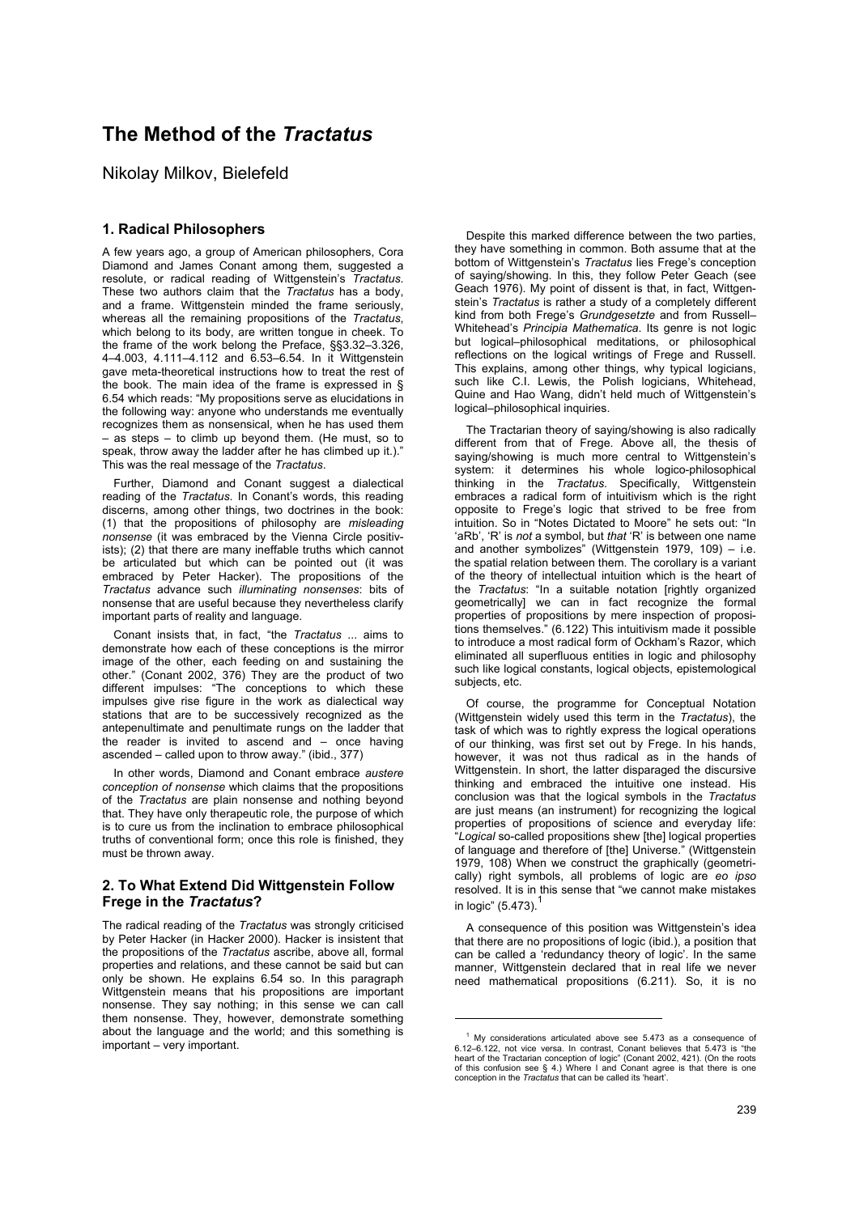# The Method of the *Tractatus*

Nikolay Milkov, Bielefeld

## 1. Radical Philosophers

A few years ago, a group of American philosophers, Cora Diamond and James Conant among them, suggested a resolute, or radical reading of Wittgenstein's *Tractatus*. These two authors claim that the *Tractatus* has a body, and a frame. Wittgenstein minded the frame seriously, whereas all the remaining propositions of the *Tractatus*, which belong to its body, are written tongue in cheek. To the frame of the work belong the Preface, §§3.32–3.326, 4–4.003, 4.111–4.112 and 6.53–6.54. In it Wittgenstein gave meta-theoretical instructions how to treat the rest of the book. The main idea of the frame is expressed in § 6.54 which reads: "My propositions serve as elucidations in the following way: anyone who understands me eventually recognizes them as nonsensical, when he has used them – as steps – to climb up beyond them. (He must, so to speak, throw away the ladder after he has climbed up it.)." This was the real message of the *Tractatus*.

Further, Diamond and Conant suggest a dialectical reading of the *Tractatus*. In Conant's words, this reading discerns, among other things, two doctrines in the book: (1) that the propositions of philosophy are *misleading nonsense* (it was embraced by the Vienna Circle positivists); (2) that there are many ineffable truths which cannot be articulated but which can be pointed out (it was embraced by Peter Hacker). The propositions of the *Tractatus* advance such *illuminating nonsenses*: bits of nonsense that are useful because they nevertheless clarify important parts of reality and language.

Conant insists that, in fact, "the *Tractatus* ... aims to demonstrate how each of these conceptions is the mirror image of the other, each feeding on and sustaining the other." (Conant 2002, 376) They are the product of two different impulses: "The conceptions to which these impulses give rise figure in the work as dialectical way stations that are to be successively recognized as the antepenultimate and penultimate rungs on the ladder that the reader is invited to ascend and – once having ascended – called upon to throw away." (ibid., 377)

In other words, Diamond and Conant embrace *austere conception of nonsense* which claims that the propositions of the *Tractatus* are plain nonsense and nothing beyond that. They have only therapeutic role, the purpose of which is to cure us from the inclination to embrace philosophical truths of conventional form; once this role is finished, they must be thrown away.

## 2. To What Extend Did Wittgenstein Follow Frege in the *Tractatus*?

The radical reading of the *Tractatus* was strongly criticised by Peter Hacker (in Hacker 2000). Hacker is insistent that the propositions of the *Tractatus* ascribe, above all, formal properties and relations, and these cannot be said but can only be shown. He explains 6.54 so. In this paragraph Wittgenstein means that his propositions are important nonsense. They say nothing; in this sense we can call them nonsense. They, however, demonstrate something about the language and the world; and this something is important – very important.

Despite this marked difference between the two parties, they have something in common. Both assume that at the bottom of Wittgenstein's *Tractatus* lies Frege's conception of saying/showing. In this, they follow Peter Geach (see Geach 1976). My point of dissent is that, in fact, Wittgenstein's *Tractatus* is rather a study of a completely different kind from both Frege's *Grundgesetzte* and from Russell–Whitehead's *Principia Mathematica*. Its genre is not logic but logical–philosophical meditations, or philosophical reflections on the logical writings of Frege and Russell. This explains, among other things, why typical logicians, such like C.I. Lewis, the Polish logicians, Whitehead, Quine and Hao Wang, didn't held much of Wittgenstein's logical–philosophical inquiries.

The Tractarian theory of saying/showing is also radically different from that of Frege. Above all, the thesis of saying/showing is much more central to Wittgenstein's system: it determines his whole logico-philosophical thinking in the *Tractatus*. Specifically, Wittgenstein embraces a radical form of intuitivism which is the right opposite to Frege's logic that strived to be free from intuition. So in "Notes Dictated to Moore" he sets out: "In 'aRb', 'R' is *not* a symbol, but *that* 'R' is between one name and another symbolizes" (Wittgenstein 1979, 109) – i.e. the spatial relation between them. The corollary is a variant of the theory of intellectual intuition which is the heart of the *Tractatus*: "In a suitable notation [rightly organized geometrically] we can in fact recognize the formal properties of propositions by mere inspection of propositions themselves." (6.122) This intuitivism made it possible to introduce a most radical form of Ockham's Razor, which eliminated all superfluous entities in logic and philosophy such like logical constants, logical objects, epistemological subjects, etc.

Of course, the programme for Conceptual Notation (Wittgenstein widely used this term in the *Tractatus*), the task of which was to rightly express the logical operations of our thinking, was first set out by Frege. In his hands, however, it was not thus radical as in the hands of Wittgenstein. In short, the latter disparaged the discursive thinking and embraced the intuitive one instead. His conclusion was that the logical symbols in the *Tractatus* are just means (an instrument) for recognizing the logical properties of propositions of science and everyday life: "*Logical* so-called propositions shew [the] logical properties of language and therefore of [the] Universe." (Wittgenstein 1979, 108) When we construct the graphically (geometrically) right symbols, all problems of logic are *eo ipso* resolved. It is in this sense that "we cannot make mistakes in logic" (5.473).[1]

A consequence of this position was Wittgenstein's idea that there are no propositions of logic (ibid.), a position that can be called a 'redundancy theory of logic'. In the same manner, Wittgenstein declared that in real life we never need mathematical propositions (6.211). So, it is no

---

[1] My considerations articulated above see 5.473 as a consequence of 6.12–6.122, not vice versa. In contrast, Conant believes that 5.473 is "the heart of the Tractarian conception of logic" (Conant 2002, 421). (On the roots of this confusion see § 4.) Where I and Conant agree is that there is one conception in the *Tractatus* that can be called its 'heart'.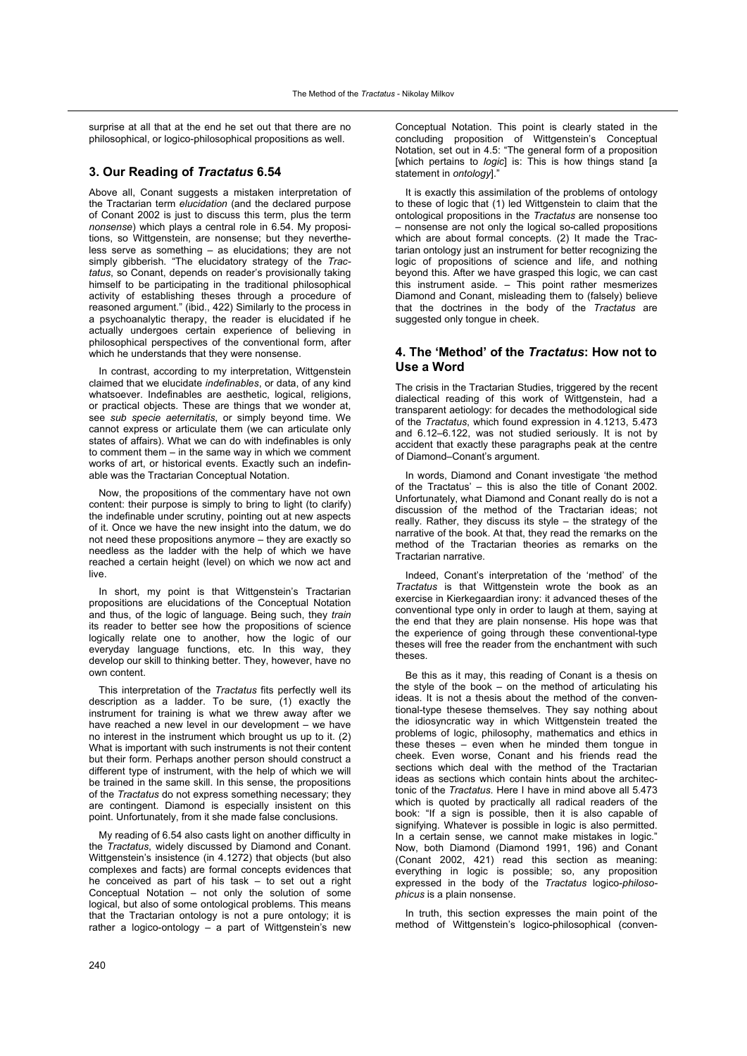surprise at all that at the end he set out that there are no philosophical, or logico-philosophical propositions as well.

## 3. Our Reading of *Tractatus* 6.54

Above all, Conant suggests a mistaken interpretation of the Tractarian term *elucidation* (and the declared purpose of Conant 2002 is just to discuss this term, plus the term *nonsense*) which plays a central role in 6.54. My propositions, so Wittgenstein, are nonsense; but they nevertheless serve as something – as elucidations; they are not simply gibberish. "The elucidatory strategy of the *Tractatus,* so Conant, depends on reader's provisionally taking himself to be participating in the traditional philosophical activity of establishing theses through a procedure of reasoned argument." (ibid., 422) Similarly to the process in a psychoanalytic therapy, the reader is elucidated if he actually undergoes certain experience of believing in philosophical perspectives of the conventional form, after which he understands that they were nonsense.

In contrast, according to my interpretation, Wittgenstein claimed that we elucidate *indefinables*, or data, of any kind whatsoever. Indefinables are aesthetic, logical, religions, or practical objects. These are things that we wonder at, see *sub specie aeternitatis*, or simply beyond time. We cannot express or articulate them (we can articulate only states of affairs). What we can do with indefinables is only to comment them – in the same way in which we comment works of art, or historical events. Exactly such an indefinable was the Tractarian Conceptual Notation.

Now, the propositions of the commentary have not own content: their purpose is simply to bring to light (to clarify) the indefinable under scrutiny, pointing out at new aspects of it. Once we have the new insight into the datum, we do not need these propositions anymore – they are exactly so needless as the ladder with the help of which we have reached a certain height (level) on which we now act and live.

In short, my point is that Wittgenstein's Tractarian propositions are elucidations of the Conceptual Notation and thus, of the logic of language. Being such, they *train* its reader to better see how the propositions of science logically relate one to another, how the logic of our everyday language functions, etc. In this way, they develop our skill to thinking better. They, however, have no own content.

This interpretation of the *Tractatus* fits perfectly well its description as a ladder. To be sure, (1) exactly the instrument for training is what we threw away after we have reached a new level in our development – we have no interest in the instrument which brought us up to it. (2) What is important with such instruments is not their content but their form. Perhaps another person should construct a different type of instrument, with the help of which we will be trained in the same skill. In this sense, the propositions of the *Tractatus* do not express something necessary; they are contingent. Diamond is especially insistent on this point. Unfortunately, from it she made false conclusions.

My reading of 6.54 also casts light on another difficulty in the *Tractatus*, widely discussed by Diamond and Conant. Wittgenstein's insistence (in 4.1272) that objects (but also complexes and facts) are formal concepts evidences that he conceived as part of his task – to set out a right Conceptual Notation – not only the solution of some logical, but also of some ontological problems. This means that the Tractarian ontology is not a pure ontology; it is rather a logico-ontology – a part of Wittgenstein's new Conceptual Notation. This point is clearly stated in the concluding proposition of Wittgenstein's Conceptual Notation, set out in 4.5: "The general form of a proposition [which pertains to *logic*] is: This is how things stand [a statement in *ontology*]."

It is exactly this assimilation of the problems of ontology to these of logic that (1) led Wittgenstein to claim that the ontological propositions in the *Tractatus* are nonsense too – nonsense are not only the logical so-called propositions which are about formal concepts. (2) It made the Tractarian ontology just an instrument for better recognizing the logic of propositions of science and life, and nothing beyond this. After we have grasped this logic, we can cast this instrument aside. – This point rather mesmerizes Diamond and Conant, misleading them to (falsely) believe that the doctrines in the body of the *Tractatus* are suggested only tongue in cheek.

## 4. The 'Method' of the *Tractatus*: How not to Use a Word

The crisis in the Tractarian Studies, triggered by the recent dialectical reading of this work of Wittgenstein, had a transparent aetiology: for decades the methodological side of the *Tractatus*, which found expression in 4.1213, 5.473 and 6.12–6.122, was not studied seriously. It is not by accident that exactly these paragraphs peak at the centre of Diamond–Conant's argument.

In words, Diamond and Conant investigate 'the method of the Tractatus' – this is also the title of Conant 2002. Unfortunately, what Diamond and Conant really do is not a discussion of the method of the Tractarian ideas; not really. Rather, they discuss its style – the strategy of the narrative of the book. At that, they read the remarks on the method of the Tractarian theories as remarks on the Tractarian narrative.

Indeed, Conant's interpretation of the 'method' of the *Tractatus* is that Wittgenstein wrote the book as an exercise in Kierkegaardian irony: it advanced theses of the conventional type only in order to laugh at them, saying at the end that they are plain nonsense. His hope was that the experience of going through these conventional-type theses will free the reader from the enchantment with such theses.

Be this as it may, this reading of Conant is a thesis on the style of the book – on the method of articulating his ideas. It is not a thesis about the method of the conventional-type thesese themselves. They say nothing about the idiosyncratic way in which Wittgenstein treated the problems of logic, philosophy, mathematics and ethics in these theses – even when he minded them tongue in cheek. Even worse, Conant and his friends read the sections which deal with the method of the Tractarian ideas as sections which contain hints about the architectonic of the *Tractatus*. Here I have in mind above all 5.473 which is quoted by practically all radical readers of the book: "If a sign is possible, then it is also capable of signifying. Whatever is possible in logic is also permitted. In a certain sense, we cannot make mistakes in logic." Now, both Diamond (Diamond 1991, 196) and Conant (Conant 2002, 421) read this section as meaning: everything in logic is possible; so, any proposition expressed in the body of the *Tractatus* logico-*philosophicus* is a plain nonsense.

In truth, this section expresses the main point of the method of Wittgenstein's logico-philosophical (conven-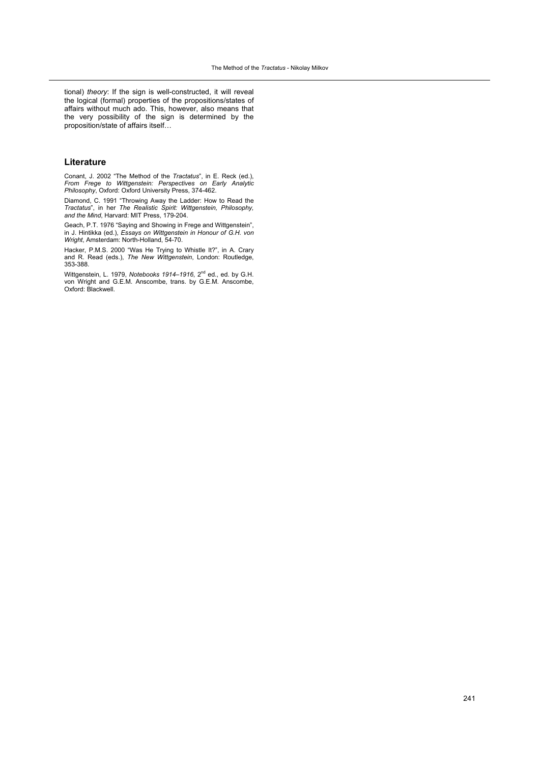tional) *theory*: If the sign is well-constructed, it will reveal the logical (formal) properties of the propositions/states of affairs without much ado. This, however, also means that the very possibility of the sign is determined by the proposition/state of affairs itself…

## Literature

Conant, J. 2002 "The Method of the *Tractatus*", in E. Reck (ed.), *From Frege to Wittgenstein: Perspectives on Early Analytic Philosophy*, Oxford: Oxford University Press, 374-462.

Diamond, C. 1991 "Throwing Away the Ladder: How to Read the *Tractatus*", in her *The Realistic Spirit: Wittgenstein, Philosophy, and the Mind*, Harvard: MIT Press, 179-204.

Geach, P.T. 1976 "Saying and Showing in Frege and Wittgenstein", in J. Hintikka (ed.), *Essays on Wittgenstein in Honour of G.H. von Wright*, Amsterdam: North-Holland, 54-70.

Hacker, P.M.S. 2000 "Was He Trying to Whistle It?", in A. Crary and R. Read (eds.), *The New Wittgenstein*, London: Routledge, 353-388.

Wittgenstein, L. 1979, *Notebooks 1914–1916*, 2nd ed., ed. by G.H. von Wright and G.E.M. Anscombe, trans. by G.E.M. Anscombe, Oxford: Blackwell.